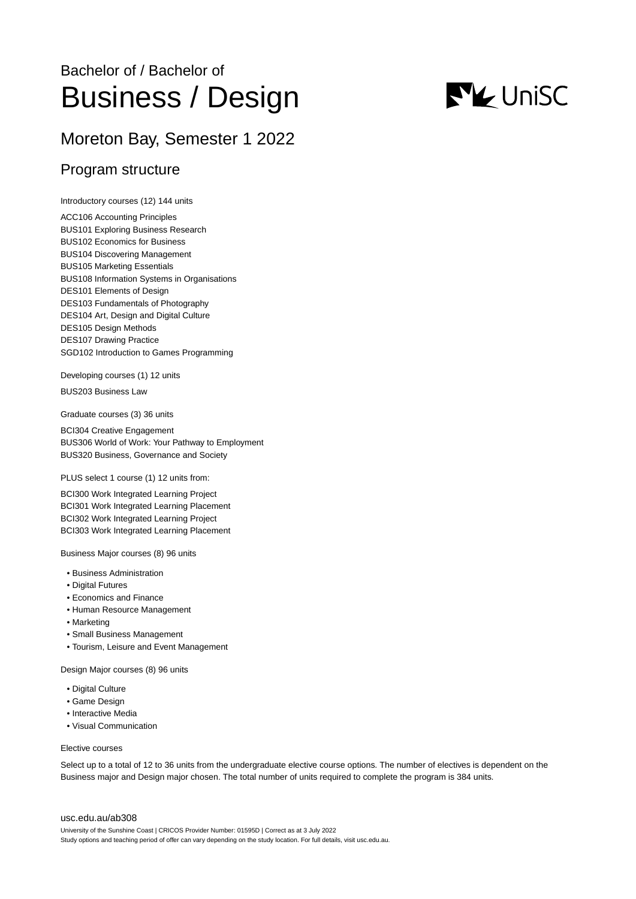Bachelor of / Bachelor of

# Business / Design

## Moreton Bay, Semester 1 2022

## Program structure

Introductory courses (12) 144 units

ACC106 Accounting Principles
BUS101 Exploring Business Research
BUS102 Economics for Business
BUS104 Discovering Management
BUS105 Marketing Essentials
BUS108 Information Systems in Organisations
DES101 Elements of Design
DES103 Fundamentals of Photography
DES104 Art, Design and Digital Culture
DES105 Design Methods
DES107 Drawing Practice
SGD102 Introduction to Games Programming

Developing courses (1) 12 units

BUS203 Business Law

Graduate courses (3) 36 units

BCI304 Creative Engagement
BUS306 World of Work: Your Pathway to Employment
BUS320 Business, Governance and Society

PLUS select 1 course (1) 12 units from:

BCI300 Work Integrated Learning Project
BCI301 Work Integrated Learning Placement
BCI302 Work Integrated Learning Project
BCI303 Work Integrated Learning Placement

Business Major courses (8) 96 units

- Business Administration
- Digital Futures
- Economics and Finance
- Human Resource Management
- Marketing
- Small Business Management
- Tourism, Leisure and Event Management

Design Major courses (8) 96 units

- Digital Culture
- Game Design
- Interactive Media
- Visual Communication

Elective courses

Select up to a total of 12 to 36 units from the undergraduate elective course options. The number of electives is dependent on the Business major and Design major chosen. The total number of units required to complete the program is 384 units.

usc.edu.au/ab308

University of the Sunshine Coast | CRICOS Provider Number: 01595D | Correct as at 3 July 2022
Study options and teaching period of offer can vary depending on the study location. For full details, visit usc.edu.au.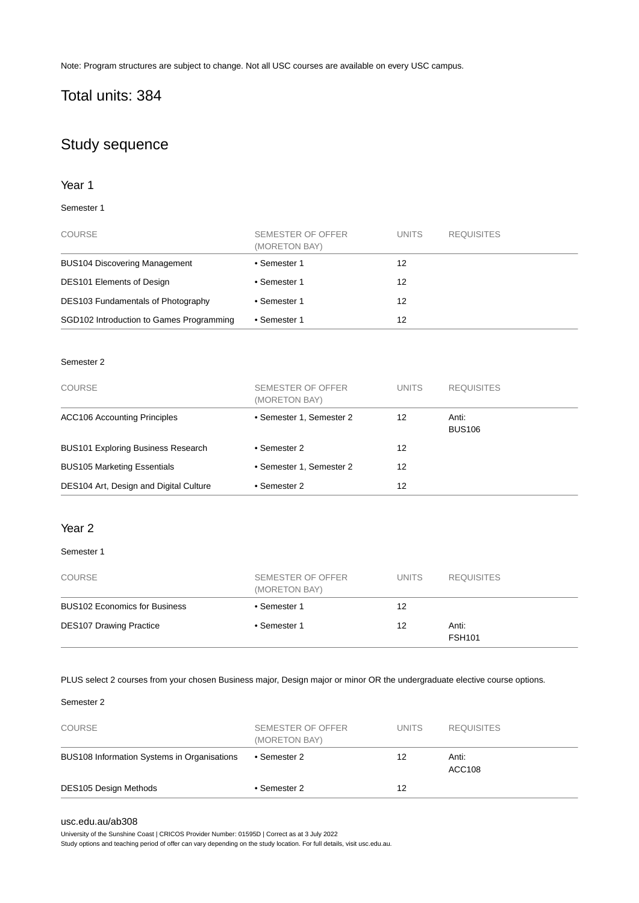Note: Program structures are subject to change. Not all USC courses are available on every USC campus.

## Total units: 384

## Study sequence

### Year 1

Semester 1

| COURSE | SEMESTER OF OFFER (MORETON BAY) | UNITS | REQUISITES |
|---|---|---|---|
| BUS104 Discovering Management | • Semester 1 | 12 | |
| DES101 Elements of Design | • Semester 1 | 12 | |
| DES103 Fundamentals of Photography | • Semester 1 | 12 | |
| SGD102 Introduction to Games Programming | • Semester 1 | 12 | |

Semester 2

| COURSE | SEMESTER OF OFFER (MORETON BAY) | UNITS | REQUISITES |
|---|---|---|---|
| ACC106 Accounting Principles | • Semester 1, Semester 2 | 12 | Anti: BUS106 |
| BUS101 Exploring Business Research | • Semester 2 | 12 | |
| BUS105 Marketing Essentials | • Semester 1, Semester 2 | 12 | |
| DES104 Art, Design and Digital Culture | • Semester 2 | 12 | |

### Year 2

Semester 1

| COURSE | SEMESTER OF OFFER (MORETON BAY) | UNITS | REQUISITES |
|---|---|---|---|
| BUS102 Economics for Business | • Semester 1 | 12 | |
| DES107 Drawing Practice | • Semester 1 | 12 | Anti: FSH101 |

PLUS select 2 courses from your chosen Business major, Design major or minor OR the undergraduate elective course options.

Semester 2

| COURSE | SEMESTER OF OFFER (MORETON BAY) | UNITS | REQUISITES |
|---|---|---|---|
| BUS108 Information Systems in Organisations | • Semester 2 | 12 | Anti: ACC108 |
| DES105 Design Methods | • Semester 2 | 12 | |

usc.edu.au/ab308

University of the Sunshine Coast | CRICOS Provider Number: 01595D | Correct as at 3 July 2022
Study options and teaching period of offer can vary depending on the study location. For full details, visit usc.edu.au.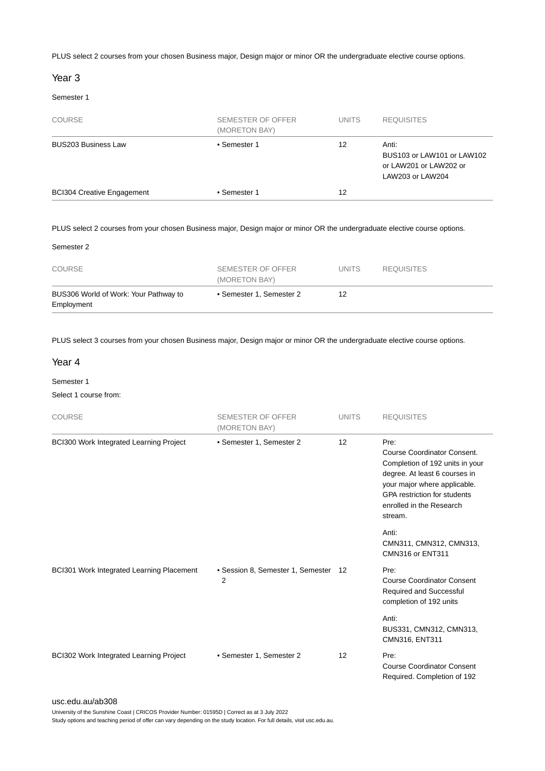PLUS select 2 courses from your chosen Business major, Design major or minor OR the undergraduate elective course options.

## Year 3

### Semester 1

| COURSE | SEMESTER OF OFFER (MORETON BAY) | UNITS | REQUISITES |
|---|---|---|---|
| BUS203 Business Law | • Semester 1 | 12 | Anti: BUS103 or LAW101 or LAW102 or LAW201 or LAW202 or LAW203 or LAW204 |
| BCI304 Creative Engagement | • Semester 1 | 12 | |

PLUS select 2 courses from your chosen Business major, Design major or minor OR the undergraduate elective course options.

### Semester 2

| COURSE | SEMESTER OF OFFER (MORETON BAY) | UNITS | REQUISITES |
|---|---|---|---|
| BUS306 World of Work: Your Pathway to Employment | • Semester 1, Semester 2 | 12 | |

PLUS select 3 courses from your chosen Business major, Design major or minor OR the undergraduate elective course options.

## Year 4

### Semester 1

Select 1 course from:

| COURSE | SEMESTER OF OFFER (MORETON BAY) | UNITS | REQUISITES |
|---|---|---|---|
| BCI300 Work Integrated Learning Project | • Semester 1, Semester 2 | 12 | Pre: Course Coordinator Consent. Completion of 192 units in your degree. At least 6 courses in your major where applicable. GPA restriction for students enrolled in the Research stream.<br><br>Anti: CMN311, CMN312, CMN313, CMN316 or ENT311 |
| BCI301 Work Integrated Learning Placement | • Session 8, Semester 1, Semester 2 | 12 | Pre: Course Coordinator Consent Required and Successful completion of 192 units<br><br>Anti: BUS331, CMN312, CMN313, CMN316, ENT311 |
| BCI302 Work Integrated Learning Project | • Semester 1, Semester 2 | 12 | Pre: Course Coordinator Consent Required. Completion of 192 |

usc.edu.au/ab308

University of the Sunshine Coast | CRICOS Provider Number: 01595D | Correct as at 3 July 2022

Study options and teaching period of offer can vary depending on the study location. For full details, visit usc.edu.au.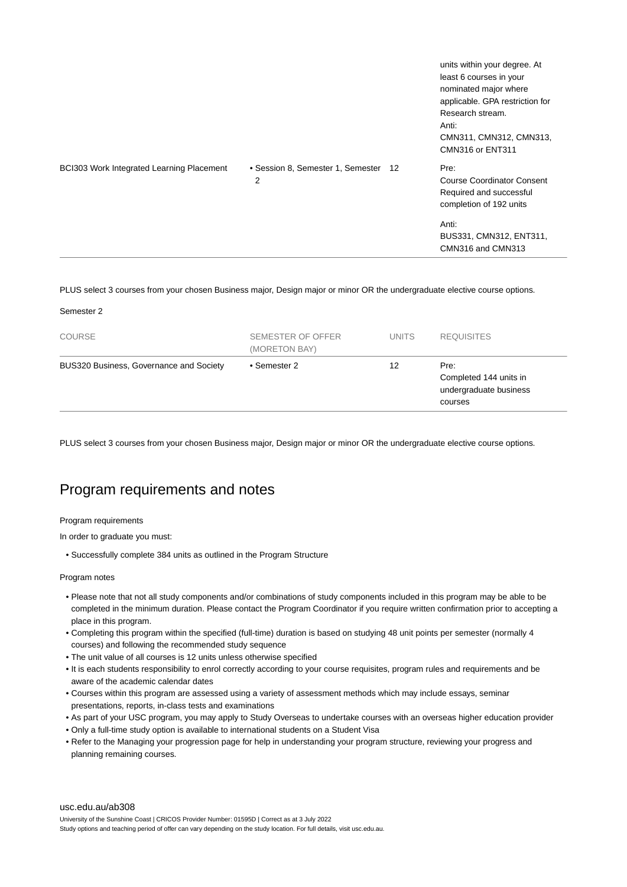| | | | |
|---|---|---|---|
| | | | units within your degree. At least 6 courses in your nominated major where applicable. GPA restriction for Research stream.<br>Anti:<br>CMN311, CMN312, CMN313, CMN316 or ENT311 |
| BCI303 Work Integrated Learning Placement | • Session 8, Semester 1, Semester 2 | 12 | Pre:<br>Course Coordinator Consent Required and successful completion of 192 units<br>Anti:<br>BUS331, CMN312, ENT311, CMN316 and CMN313 |

PLUS select 3 courses from your chosen Business major, Design major or minor OR the undergraduate elective course options.

Semester 2

| COURSE | SEMESTER OF OFFER (MORETON BAY) | UNITS | REQUISITES |
|---|---|---|---|
| BUS320 Business, Governance and Society | • Semester 2 | 12 | Pre:<br>Completed 144 units in undergraduate business courses |

PLUS select 3 courses from your chosen Business major, Design major or minor OR the undergraduate elective course options.

## Program requirements and notes

Program requirements

In order to graduate you must:

- Successfully complete 384 units as outlined in the Program Structure

Program notes

- Please note that not all study components and/or combinations of study components included in this program may be able to be completed in the minimum duration. Please contact the Program Coordinator if you require written confirmation prior to accepting a place in this program.
- Completing this program within the specified (full-time) duration is based on studying 48 unit points per semester (normally 4 courses) and following the recommended study sequence
- The unit value of all courses is 12 units unless otherwise specified
- It is each students responsibility to enrol correctly according to your course requisites, program rules and requirements and be aware of the academic calendar dates
- Courses within this program are assessed using a variety of assessment methods which may include essays, seminar presentations, reports, in-class tests and examinations
- As part of your USC program, you may apply to Study Overseas to undertake courses with an overseas higher education provider
- Only a full-time study option is available to international students on a Student Visa
- Refer to the Managing your progression page for help in understanding your program structure, reviewing your progress and planning remaining courses.